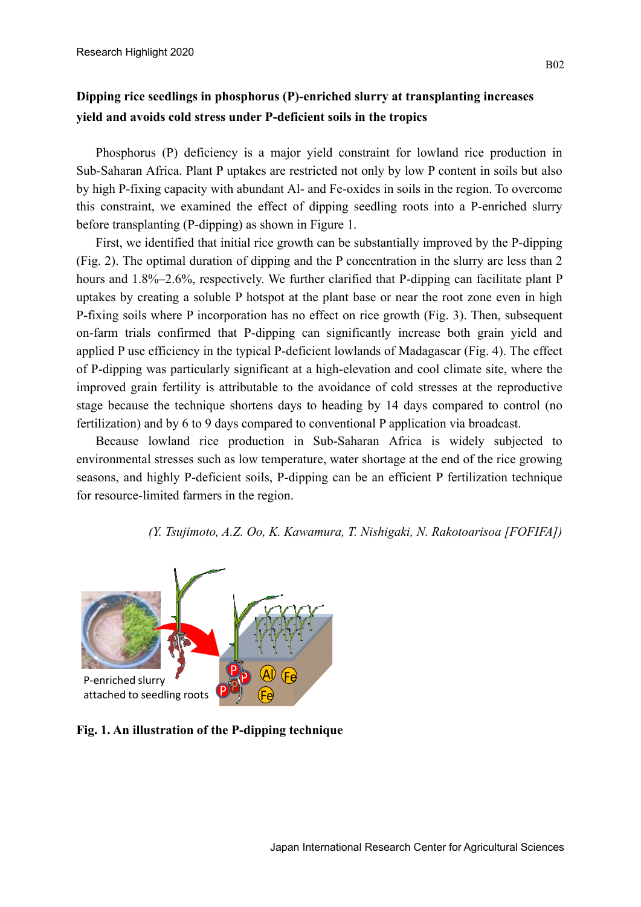# Dipping rice seedlings in phosphorus (P)-enriched slurry at transplanting increases yield and avoids cold stress under P-deficient soils in the tropics

Phosphorus (P) deficiency is a major yield constraint for lowland rice production in Sub-Saharan Africa. Plant P uptakes are restricted not only by low P content in soils but also by high P-fixing capacity with abundant Al- and Fe-oxides in soils in the region. To overcome this constraint, we examined the effect of dipping seedling roots into a P-enriched slurry before transplanting (P-dipping) as shown in Figure 1.

First, we identified that initial rice growth can be substantially improved by the P-dipping (Fig. 2). The optimal duration of dipping and the P concentration in the slurry are less than 2 hours and 1.8%–2.6%, respectively. We further clarified that P-dipping can facilitate plant P uptakes by creating a soluble P hotspot at the plant base or near the root zone even in high P-fixing soils where P incorporation has no effect on rice growth (Fig. 3). Then, subsequent on-farm trials confirmed that P-dipping can significantly increase both grain yield and applied P use efficiency in the typical P-deficient lowlands of Madagascar (Fig. 4). The effect of P-dipping was particularly significant at a high-elevation and cool climate site, where the improved grain fertility is attributable to the avoidance of cold stresses at the reproductive stage because the technique shortens days to heading by 14 days compared to control (no fertilization) and by 6 to 9 days compared to conventional P application via broadcast.

Because lowland rice production in Sub-Saharan Africa is widely subjected to environmental stresses such as low temperature, water shortage at the end of the rice growing seasons, and highly P-deficient soils, P-dipping can be an efficient P fertilization technique for resource-limited farmers in the region.

*(Y. Tsujimoto, A.Z. Oo, K. Kawamura, T. Nishigaki, N. Rakotoarisoa [FOFIFA])*

P-enriched slurry attached to seedling roots

**Fig. 1. An illustration of the P-dipping technique**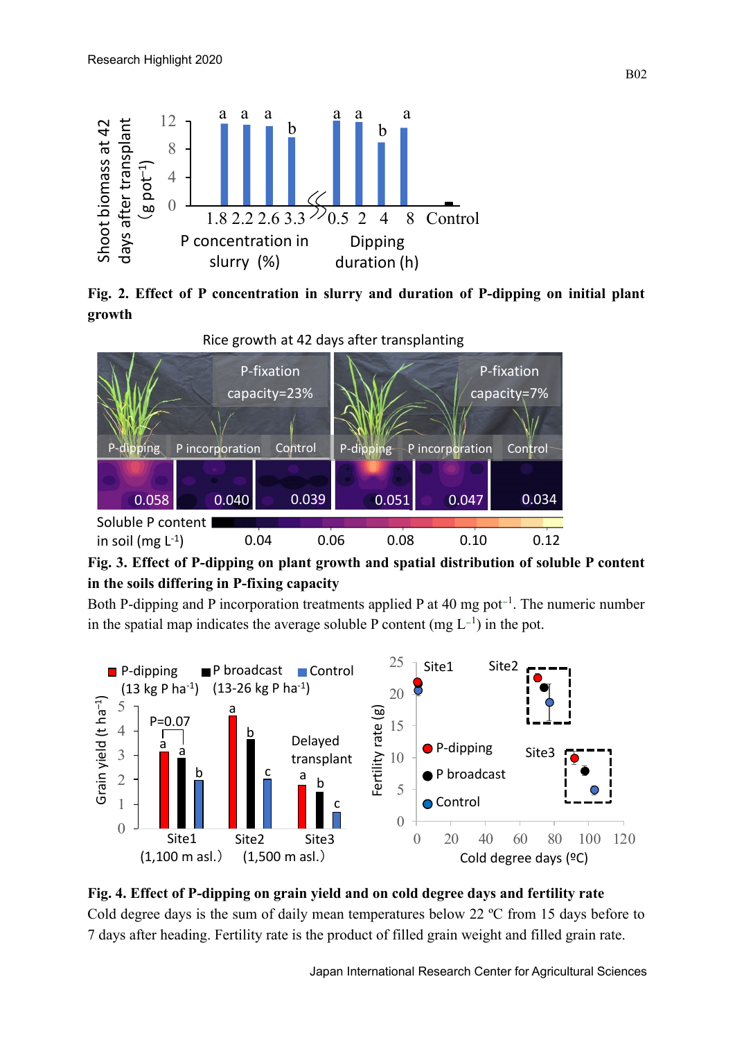Shoot biomass at 42 days after transplant (g pot$^{-1}$)

12
8
4
0

a a a b a a b a

1.8 2.2 2.6 3.3 0.5 2 4 8 Control

P concentration in slurry (%)

Dipping duration (h)

**Fig. 2. Effect of P concentration in slurry and duration of P-dipping on initial plant growth**

Rice growth at 42 days after transplanting

P-fixation capacity=23%

P-fixation capacity=7%

P-dipping P incorporation Control P-dipping P incorporation Control

0.058 0.040 0.039 0.051 0.047 0.034

Soluble P content in soil (mg L$^{-1}$)

0.04 0.06 0.08 0.10 0.12

**Fig. 3. Effect of P-dipping on plant growth and spatial distribution of soluble P content in the soils differing in P-fixing capacity**

Both P-dipping and P incorporation treatments applied P at 40 mg pot$^{-1}$. The numeric number in the spatial map indicates the average soluble P content (mg L$^{-1}$) in the pot.

P-dipping (13 kg P ha$^{-1}$)

P broadcast (13-26 kg P ha$^{-1}$)

Control

Grain yield (t ha$^{-1}$)

5
4
3
2
1
0

P=0.07

a a b a b c a b c

Delayed transplant

Site1 (1,100 m asl.)

Site2 (1,500 m asl.)

Site3

Fertility rate (g)

25
20
15
10
5
0

Site1

Site2

Site3

P-dipping

P broadcast

Control

0 20 40 60 80 100 120

Cold degree days (ºC)

**Fig. 4. Effect of P-dipping on grain yield and on cold degree days and fertility rate**

Cold degree days is the sum of daily mean temperatures below 22 ºC from 15 days before to 7 days after heading. Fertility rate is the product of filled grain weight and filled grain rate.